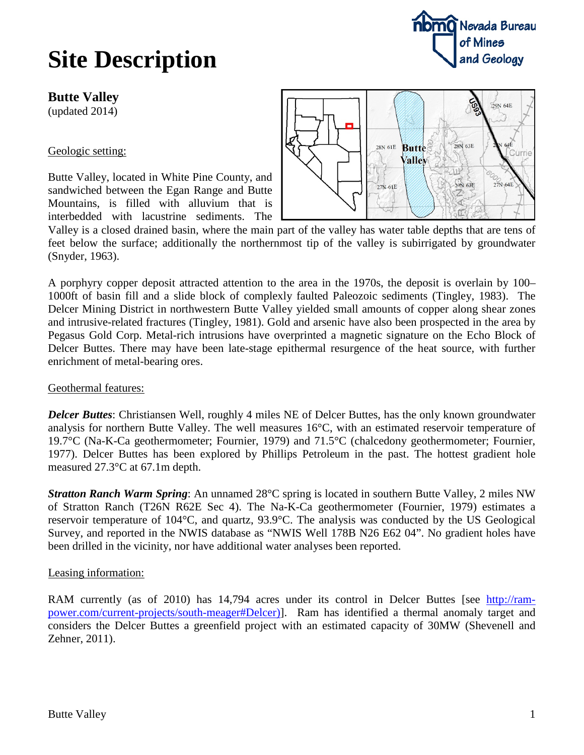# Site Description

**Butte Valley**
(updated 2014)

Geologic setting:

Butte Valley, located in White Pine County, and sandwiched between the Egan Range and Butte Mountains, is filled with alluvium that is interbedded with lacustrine sediments. The Valley is a closed drained basin, where the main part of the valley has water table depths that are tens of feet below the surface; additionally the northernmost tip of the valley is subirrigated by groundwater (Snyder, 1963).

A porphyry copper deposit attracted attention to the area in the 1970s, the deposit is overlain by 100–1000ft of basin fill and a slide block of complexly faulted Paleozoic sediments (Tingley, 1983). The Delcer Mining District in northwestern Butte Valley yielded small amounts of copper along shear zones and intrusive-related fractures (Tingley, 1981). Gold and arsenic have also been prospected in the area by Pegasus Gold Corp. Metal-rich intrusions have overprinted a magnetic signature on the Echo Block of Delcer Buttes. There may have been late-stage epithermal resurgence of the heat source, with further enrichment of metal-bearing ores.

Geothermal features:

***Delcer Buttes***: Christiansen Well, roughly 4 miles NE of Delcer Buttes, has the only known groundwater analysis for northern Butte Valley. The well measures 16°C, with an estimated reservoir temperature of 19.7°C (Na-K-Ca geothermometer; Fournier, 1979) and 71.5°C (chalcedony geothermometer; Fournier, 1977). Delcer Buttes has been explored by Phillips Petroleum in the past. The hottest gradient hole measured 27.3°C at 67.1m depth.

***Stratton Ranch Warm Spring***: An unnamed 28°C spring is located in southern Butte Valley, 2 miles NW of Stratton Ranch (T26N R62E Sec 4). The Na-K-Ca geothermometer (Fournier, 1979) estimates a reservoir temperature of 104°C, and quartz, 93.9°C. The analysis was conducted by the US Geological Survey, and reported in the NWIS database as "NWIS Well 178B N26 E62 04". No gradient holes have been drilled in the vicinity, nor have additional water analyses been reported.

Leasing information:

RAM currently (as of 2010) has 14,794 acres under its control in Delcer Buttes [see http://ram-power.com/current-projects/south-meager#Delcer)]. Ram has identified a thermal anomaly target and considers the Delcer Buttes a greenfield project with an estimated capacity of 30MW (Shevenell and Zehner, 2011).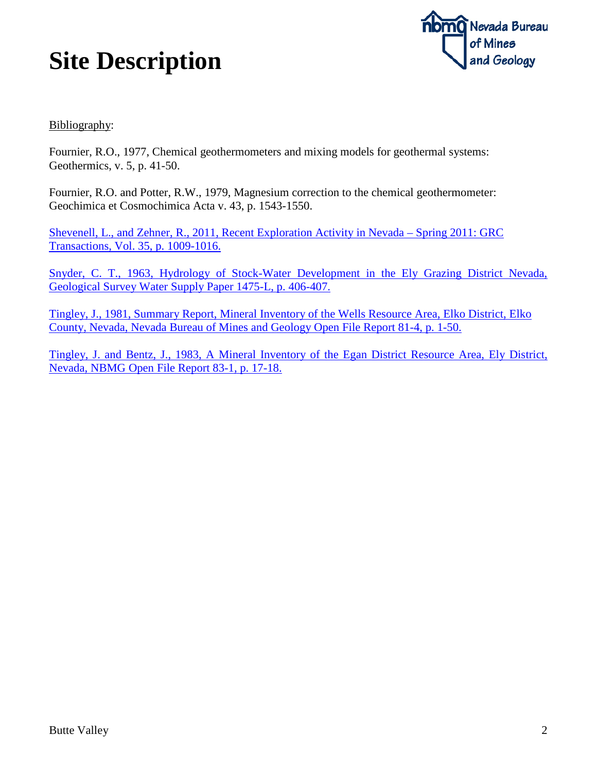# Site Description

Bibliography:

Fournier, R.O., 1977, Chemical geothermometers and mixing models for geothermal systems: Geothermics, v. 5, p. 41-50.

Fournier, R.O. and Potter, R.W., 1979, Magnesium correction to the chemical geothermometer: Geochimica et Cosmochimica Acta v. 43, p. 1543-1550.

Shevenell, L., and Zehner, R., 2011, Recent Exploration Activity in Nevada – Spring 2011: GRC Transactions, Vol. 35, p. 1009-1016.

Snyder, C. T., 1963, Hydrology of Stock-Water Development in the Ely Grazing District Nevada, Geological Survey Water Supply Paper 1475-L, p. 406-407.

Tingley, J., 1981, Summary Report, Mineral Inventory of the Wells Resource Area, Elko District, Elko County, Nevada, Nevada Bureau of Mines and Geology Open File Report 81-4, p. 1-50.

Tingley, J. and Bentz, J., 1983, A Mineral Inventory of the Egan District Resource Area, Ely District, Nevada, NBMG Open File Report 83-1, p. 17-18.